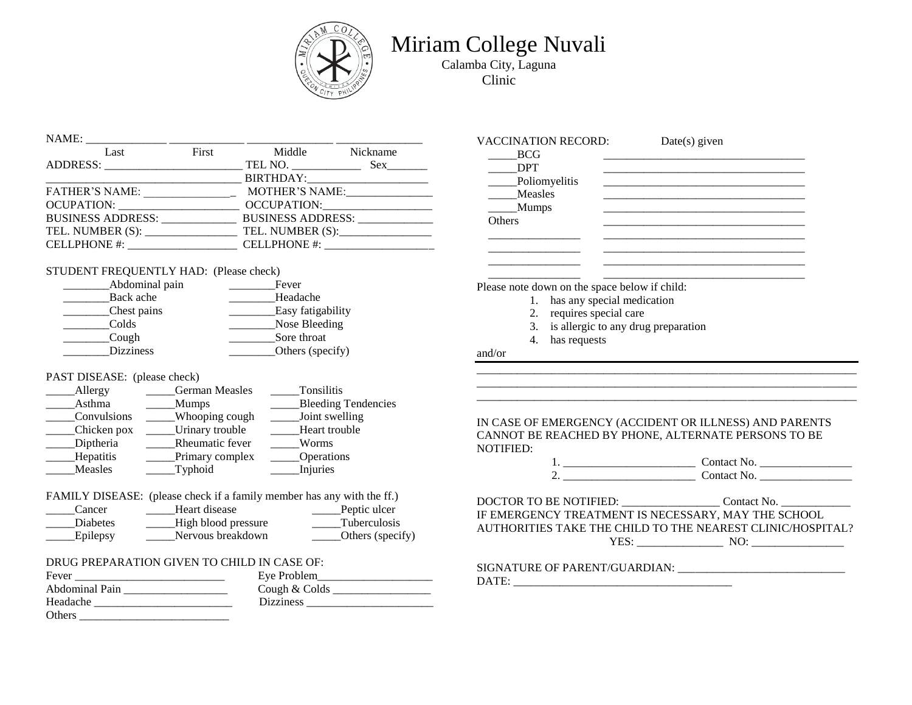# Miriam College Nuvali

Calamba City, Laguna

Clinic

NAME: ______________ _____________ _______________ _______________

Last First Middle Nickname

ADDRESS: ________________________ TEL NO. ____________ Sex_______

________________________________ BIRTHDAY:______________________

FATHER'S NAME: _______________ MOTHER'S NAME:_______________

OCUPATION: _____________________ OCCUPATION:___________________

BUSINESS ADDRESS: _____________ BUSINESS ADDRESS: _____________

TEL. NUMBER (S): ________________ TEL. NUMBER (S):________________

CELLPHONE #: ____________________ CELLPHONE #: ____________________

STUDENT FREQUENTLY HAD: (Please check)

________Abdominal pain ________Fever

________Back ache ________Headache

________Chest pains ________Easy fatigability

________Colds ________Nose Bleeding

________Cough ________Sore throat

________Dizziness ________Others (specify)

PAST DISEASE: (please check)

_____Allergy _____German Measles _____Tonsilitis

_____Asthma _____Mumps _____Bleeding Tendencies

_____Convulsions _____Whooping cough _____Joint swelling

_____Chicken pox _____Urinary trouble _____Heart trouble

_____Diptheria _____Rheumatic fever _____Worms

_____Hepatitis _____Primary complex _____Operations

_____Measles _____Typhoid _____Injuries

FAMILY DISEASE: (please check if a family member has any with the ff.)

_____Cancer _____Heart disease _____Peptic ulcer

_____Diabetes _____High blood pressure _____Tuberculosis

_____Epilepsy _____Nervous breakdown _____Others (specify)

DRUG PREPARATION GIVEN TO CHILD IN CASE OF:

Fever __________________________ Eye Problem____________________

Abdominal Pain __________________ Cough & Colds _________________

Headache ________________________ Dizziness ______________________

Others ___________________________

VACCINATION RECORD: Date(s) given

_____BCG ___________________________________

_____DPT ___________________________________

_____Poliomyelitis ___________________________________

_____Measles ___________________________________

_____Mumps ___________________________________

Others ___________________________________

________________ ___________________________________

________________ ___________________________________

________________ ___________________________________

________________ ___________________________________

Please note down on the space below if child:

1. has any special medication
2. requires special care
3. is allergic to any drug preparation
4. has requests

and/or

_____________________________________________________________________

_____________________________________________________________________

_____________________________________________________________________

IN CASE OF EMERGENCY (ACCIDENT OR ILLNESS) AND PARENTS CANNOT BE REACHED BY PHONE, ALTERNATE PERSONS TO BE NOTIFIED:

1. _______________________ Contact No. ________________
2. _______________________ Contact No. ________________

DOCTOR TO BE NOTIFIED: _________________ Contact No. ____________

IF EMERGENCY TREATMENT IS NECESSARY, MAY THE SCHOOL AUTHORITIES TAKE THE CHILD TO THE NEAREST CLINIC/HOSPITAL?

YES: _______________ NO: ________________

SIGNATURE OF PARENT/GUARDIAN: _____________________________

DATE: ______________________________________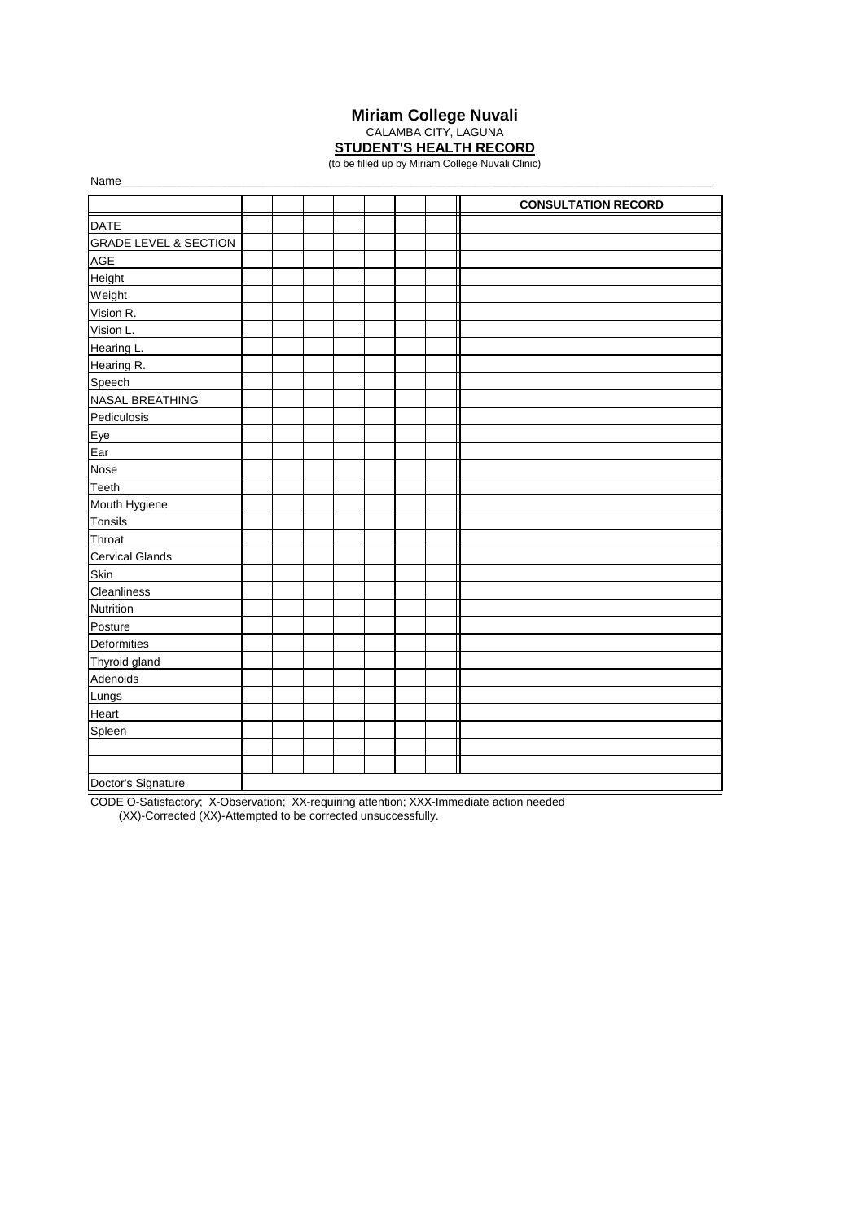**Miriam College Nuvali**
CALAMBA CITY, LAGUNA
**STUDENT'S HEALTH RECORD**
(to be filled up by Miriam College Nuvali Clinic)

Name________________________________________________________________________________________________

| | | | | | | | | CONSULTATION RECORD |
|---|---|---|---|---|---|---|---|---|
| DATE | | | | | | | | |
| GRADE LEVEL & SECTION | | | | | | | | |
| AGE | | | | | | | | |
| Height | | | | | | | | |
| Weight | | | | | | | | |
| Vision R. | | | | | | | | |
| Vision L. | | | | | | | | |
| Hearing L. | | | | | | | | |
| Hearing R. | | | | | | | | |
| Speech | | | | | | | | |
| NASAL BREATHING | | | | | | | | |
| Pediculosis | | | | | | | | |
| Eye | | | | | | | | |
| Ear | | | | | | | | |
| Nose | | | | | | | | |
| Teeth | | | | | | | | |
| Mouth Hygiene | | | | | | | | |
| Tonsils | | | | | | | | |
| Throat | | | | | | | | |
| Cervical Glands | | | | | | | | |
| Skin | | | | | | | | |
| Cleanliness | | | | | | | | |
| Nutrition | | | | | | | | |
| Posture | | | | | | | | |
| Deformities | | | | | | | | |
| Thyroid gland | | | | | | | | |
| Adenoids | | | | | | | | |
| Lungs | | | | | | | | |
| Heart | | | | | | | | |
| Spleen | | | | | | | | |
| | | | | | | | | |
| | | | | | | | | |
| Doctor's Signature | | | | | | | | |

CODE O-Satisfactory; X-Observation; XX-requiring attention; XXX-Immediate action needed
(XX)-Corrected (XX)-Attempted to be corrected unsuccessfully.